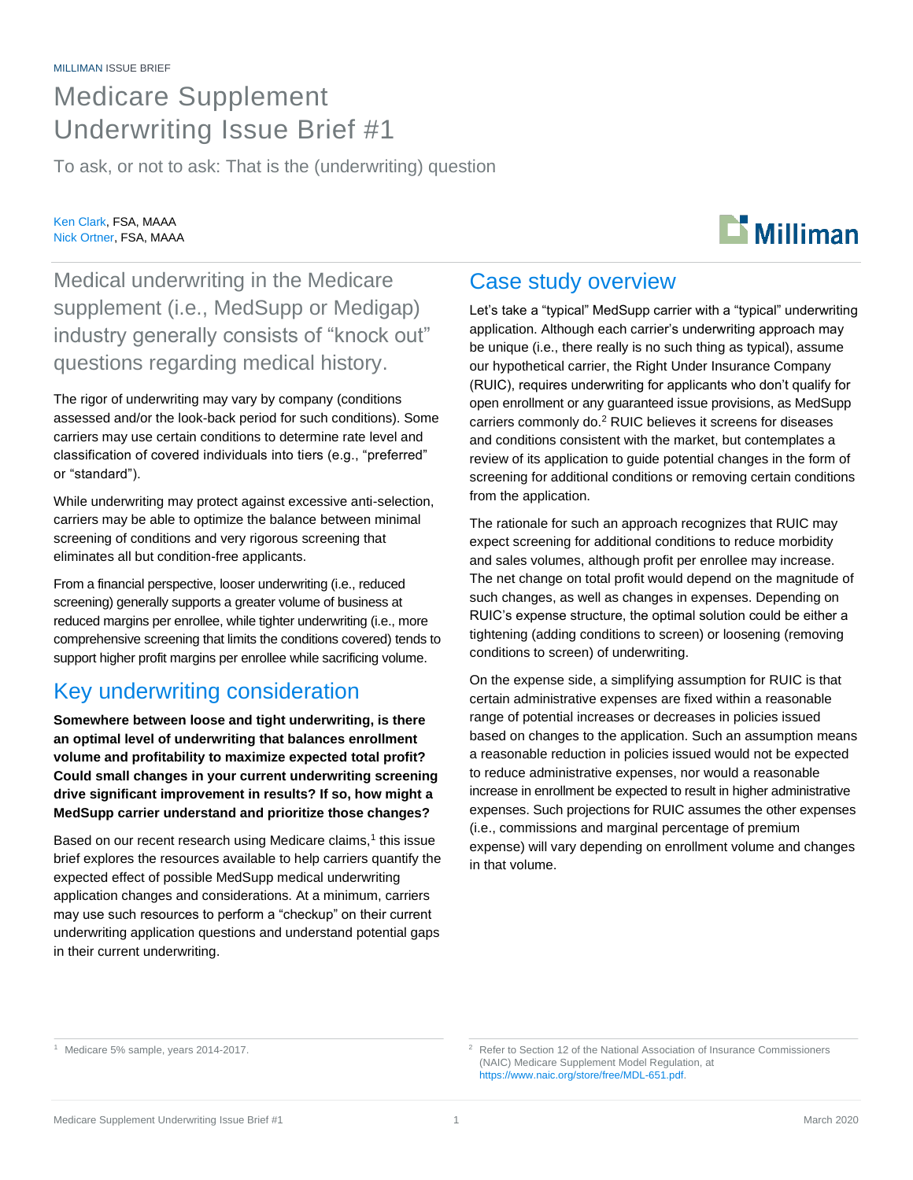MILLIMAN ISSUE BRIEF

# Medicare Supplement Underwriting Issue Brief #1

To ask, or not to ask: That is the (underwriting) question

Ken Clark, FSA, MAAA
Nick Ortner, FSA, MAAA

Medical underwriting in the Medicare supplement (i.e., MedSupp or Medigap) industry generally consists of "knock out" questions regarding medical history.

The rigor of underwriting may vary by company (conditions assessed and/or the look-back period for such conditions). Some carriers may use certain conditions to determine rate level and classification of covered individuals into tiers (e.g., "preferred" or "standard").

While underwriting may protect against excessive anti-selection, carriers may be able to optimize the balance between minimal screening of conditions and very rigorous screening that eliminates all but condition-free applicants.

From a financial perspective, looser underwriting (i.e., reduced screening) generally supports a greater volume of business at reduced margins per enrollee, while tighter underwriting (i.e., more comprehensive screening that limits the conditions covered) tends to support higher profit margins per enrollee while sacrificing volume.

## Key underwriting consideration

**Somewhere between loose and tight underwriting, is there an optimal level of underwriting that balances enrollment volume and profitability to maximize expected total profit? Could small changes in your current underwriting screening drive significant improvement in results? If so, how might a MedSupp carrier understand and prioritize those changes?**

Based on our recent research using Medicare claims,[1] this issue brief explores the resources available to help carriers quantify the expected effect of possible MedSupp medical underwriting application changes and considerations. At a minimum, carriers may use such resources to perform a "checkup" on their current underwriting application questions and understand potential gaps in their current underwriting.

## Case study overview

Let's take a "typical" MedSupp carrier with a "typical" underwriting application. Although each carrier's underwriting approach may be unique (i.e., there really is no such thing as typical), assume our hypothetical carrier, the Right Under Insurance Company (RUIC), requires underwriting for applicants who don't qualify for open enrollment or any guaranteed issue provisions, as MedSupp carriers commonly do.[2] RUIC believes it screens for diseases and conditions consistent with the market, but contemplates a review of its application to guide potential changes in the form of screening for additional conditions or removing certain conditions from the application.

The rationale for such an approach recognizes that RUIC may expect screening for additional conditions to reduce morbidity and sales volumes, although profit per enrollee may increase. The net change on total profit would depend on the magnitude of such changes, as well as changes in expenses. Depending on RUIC's expense structure, the optimal solution could be either a tightening (adding conditions to screen) or loosening (removing conditions to screen) of underwriting.

On the expense side, a simplifying assumption for RUIC is that certain administrative expenses are fixed within a reasonable range of potential increases or decreases in policies issued based on changes to the application. Such an assumption means a reasonable reduction in policies issued would not be expected to reduce administrative expenses, nor would a reasonable increase in enrollment be expected to result in higher administrative expenses. Such projections for RUIC assumes the other expenses (i.e., commissions and marginal percentage of premium expense) will vary depending on enrollment volume and changes in that volume.

[1] Medicare 5% sample, years 2014-2017.

[2] Refer to Section 12 of the National Association of Insurance Commissioners (NAIC) Medicare Supplement Model Regulation, at https://www.naic.org/store/free/MDL-651.pdf.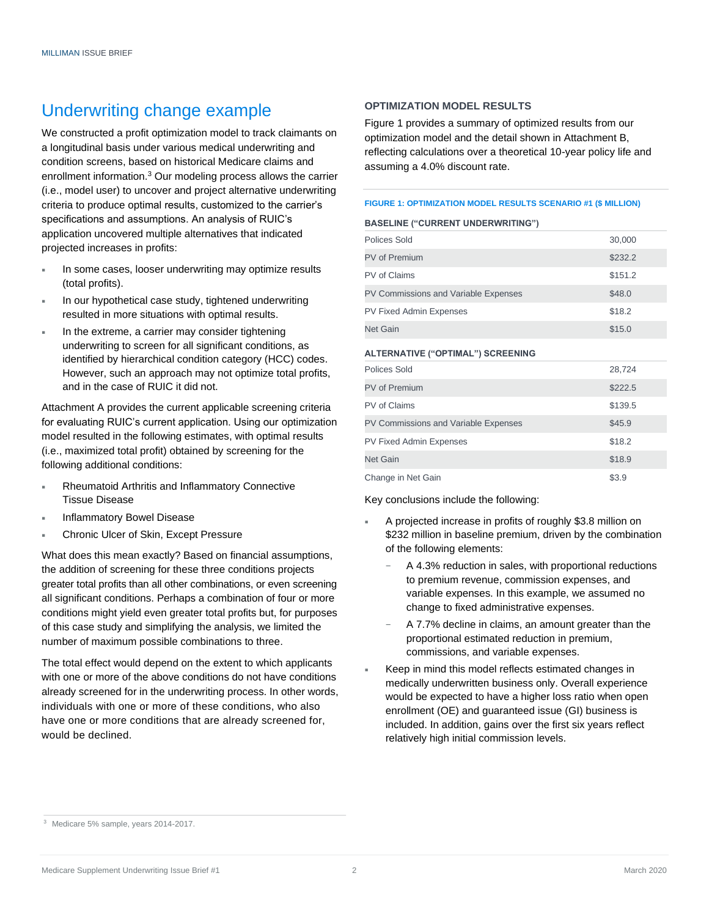## Underwriting change example

We constructed a profit optimization model to track claimants on a longitudinal basis under various medical underwriting and condition screens, based on historical Medicare claims and enrollment information.[3] Our modeling process allows the carrier (i.e., model user) to uncover and project alternative underwriting criteria to produce optimal results, customized to the carrier's specifications and assumptions. An analysis of RUIC's application uncovered multiple alternatives that indicated projected increases in profits:

- In some cases, looser underwriting may optimize results (total profits).
- In our hypothetical case study, tightened underwriting resulted in more situations with optimal results.
- In the extreme, a carrier may consider tightening underwriting to screen for all significant conditions, as identified by hierarchical condition category (HCC) codes. However, such an approach may not optimize total profits, and in the case of RUIC it did not.

Attachment A provides the current applicable screening criteria for evaluating RUIC's current application. Using our optimization model resulted in the following estimates, with optimal results (i.e., maximized total profit) obtained by screening for the following additional conditions:

- Rheumatoid Arthritis and Inflammatory Connective Tissue Disease
- Inflammatory Bowel Disease
- Chronic Ulcer of Skin, Except Pressure

What does this mean exactly? Based on financial assumptions, the addition of screening for these three conditions projects greater total profits than all other combinations, or even screening all significant conditions. Perhaps a combination of four or more conditions might yield even greater total profits but, for purposes of this case study and simplifying the analysis, we limited the number of maximum possible combinations to three.

The total effect would depend on the extent to which applicants with one or more of the above conditions do not have conditions already screened for in the underwriting process. In other words, individuals with one or more of these conditions, who also have one or more conditions that are already screened for, would be declined.

### OPTIMIZATION MODEL RESULTS

Figure 1 provides a summary of optimized results from our optimization model and the detail shown in Attachment B, reflecting calculations over a theoretical 10-year policy life and assuming a 4.0% discount rate.

**FIGURE 1: OPTIMIZATION MODEL RESULTS SCENARIO #1 ($ MILLION)**

| BASELINE ("CURRENT UNDERWRITING") | |
|---|---|
| Polices Sold | 30,000 |
| PV of Premium | $232.2 |
| PV of Claims | $151.2 |
| PV Commissions and Variable Expenses | $48.0 |
| PV Fixed Admin Expenses | $18.2 |
| Net Gain | $15.0 |
| **ALTERNATIVE ("OPTIMAL") SCREENING** | |
| Polices Sold | 28,724 |
| PV of Premium | $222.5 |
| PV of Claims | $139.5 |
| PV Commissions and Variable Expenses | $45.9 |
| PV Fixed Admin Expenses | $18.2 |
| Net Gain | $18.9 |
| Change in Net Gain | $3.9 |

Key conclusions include the following:

- A projected increase in profits of roughly $3.8 million on $232 million in baseline premium, driven by the combination of the following elements:
  - A 4.3% reduction in sales, with proportional reductions to premium revenue, commission expenses, and variable expenses. In this example, we assumed no change to fixed administrative expenses.
  - A 7.7% decline in claims, an amount greater than the proportional estimated reduction in premium, commissions, and variable expenses.
- Keep in mind this model reflects estimated changes in medically underwritten business only. Overall experience would be expected to have a higher loss ratio when open enrollment (OE) and guaranteed issue (GI) business is included. In addition, gains over the first six years reflect relatively high initial commission levels.

[3] Medicare 5% sample, years 2014-2017.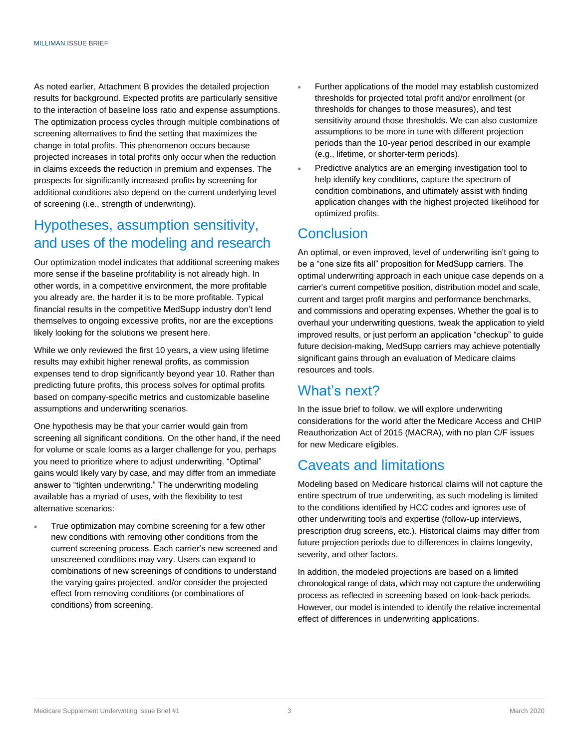As noted earlier, Attachment B provides the detailed projection results for background. Expected profits are particularly sensitive to the interaction of baseline loss ratio and expense assumptions. The optimization process cycles through multiple combinations of screening alternatives to find the setting that maximizes the change in total profits. This phenomenon occurs because projected increases in total profits only occur when the reduction in claims exceeds the reduction in premium and expenses. The prospects for significantly increased profits by screening for additional conditions also depend on the current underlying level of screening (i.e., strength of underwriting).

## Hypotheses, assumption sensitivity, and uses of the modeling and research

Our optimization model indicates that additional screening makes more sense if the baseline profitability is not already high. In other words, in a competitive environment, the more profitable you already are, the harder it is to be more profitable. Typical financial results in the competitive MedSupp industry don't lend themselves to ongoing excessive profits, nor are the exceptions likely looking for the solutions we present here.

While we only reviewed the first 10 years, a view using lifetime results may exhibit higher renewal profits, as commission expenses tend to drop significantly beyond year 10. Rather than predicting future profits, this process solves for optimal profits based on company-specific metrics and customizable baseline assumptions and underwriting scenarios.

One hypothesis may be that your carrier would gain from screening all significant conditions. On the other hand, if the need for volume or scale looms as a larger challenge for you, perhaps you need to prioritize where to adjust underwriting. "Optimal" gains would likely vary by case, and may differ from an immediate answer to "tighten underwriting." The underwriting modeling available has a myriad of uses, with the flexibility to test alternative scenarios:

- True optimization may combine screening for a few other new conditions with removing other conditions from the current screening process. Each carrier's new screened and unscreened conditions may vary. Users can expand to combinations of new screenings of conditions to understand the varying gains projected, and/or consider the projected effect from removing conditions (or combinations of conditions) from screening.
- Further applications of the model may establish customized thresholds for projected total profit and/or enrollment (or thresholds for changes to those measures), and test sensitivity around those thresholds. We can also customize assumptions to be more in tune with different projection periods than the 10-year period described in our example (e.g., lifetime, or shorter-term periods).
- Predictive analytics are an emerging investigation tool to help identify key conditions, capture the spectrum of condition combinations, and ultimately assist with finding application changes with the highest projected likelihood for optimized profits.

## Conclusion

An optimal, or even improved, level of underwriting isn't going to be a "one size fits all" proposition for MedSupp carriers. The optimal underwriting approach in each unique case depends on a carrier's current competitive position, distribution model and scale, current and target profit margins and performance benchmarks, and commissions and operating expenses. Whether the goal is to overhaul your underwriting questions, tweak the application to yield improved results, or just perform an application "checkup" to guide future decision-making, MedSupp carriers may achieve potentially significant gains through an evaluation of Medicare claims resources and tools.

## What's next?

In the issue brief to follow, we will explore underwriting considerations for the world after the Medicare Access and CHIP Reauthorization Act of 2015 (MACRA), with no plan C/F issues for new Medicare eligibles.

## Caveats and limitations

Modeling based on Medicare historical claims will not capture the entire spectrum of true underwriting, as such modeling is limited to the conditions identified by HCC codes and ignores use of other underwriting tools and expertise (follow-up interviews, prescription drug screens, etc.). Historical claims may differ from future projection periods due to differences in claims longevity, severity, and other factors.

In addition, the modeled projections are based on a limited chronological range of data, which may not capture the underwriting process as reflected in screening based on look-back periods. However, our model is intended to identify the relative incremental effect of differences in underwriting applications.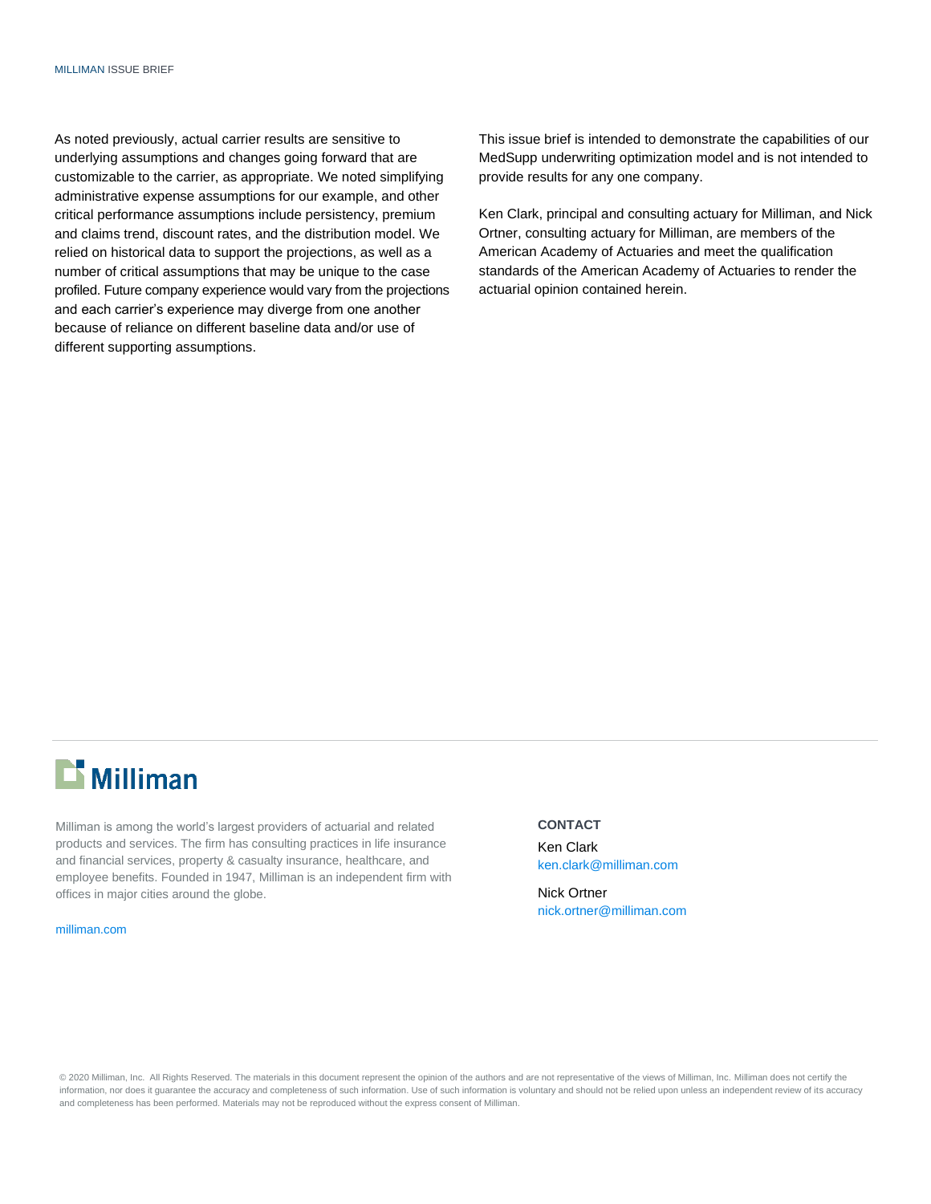As noted previously, actual carrier results are sensitive to underlying assumptions and changes going forward that are customizable to the carrier, as appropriate. We noted simplifying administrative expense assumptions for our example, and other critical performance assumptions include persistency, premium and claims trend, discount rates, and the distribution model. We relied on historical data to support the projections, as well as a number of critical assumptions that may be unique to the case profiled. Future company experience would vary from the projections and each carrier's experience may diverge from one another because of reliance on different baseline data and/or use of different supporting assumptions.

This issue brief is intended to demonstrate the capabilities of our MedSupp underwriting optimization model and is not intended to provide results for any one company.

Ken Clark, principal and consulting actuary for Milliman, and Nick Ortner, consulting actuary for Milliman, are members of the American Academy of Actuaries and meet the qualification standards of the American Academy of Actuaries to render the actuarial opinion contained herein.

---

**Milliman**

Milliman is among the world's largest providers of actuarial and related products and services. The firm has consulting practices in life insurance and financial services, property & casualty insurance, healthcare, and employee benefits. Founded in 1947, Milliman is an independent firm with offices in major cities around the globe.

milliman.com

**CONTACT**

Ken Clark
ken.clark@milliman.com

Nick Ortner
nick.ortner@milliman.com

© 2020 Milliman, Inc. All Rights Reserved. The materials in this document represent the opinion of the authors and are not representative of the views of Milliman, Inc. Milliman does not certify the information, nor does it guarantee the accuracy and completeness of such information. Use of such information is voluntary and should not be relied upon unless an independent review of its accuracy and completeness has been performed. Materials may not be reproduced without the express consent of Milliman.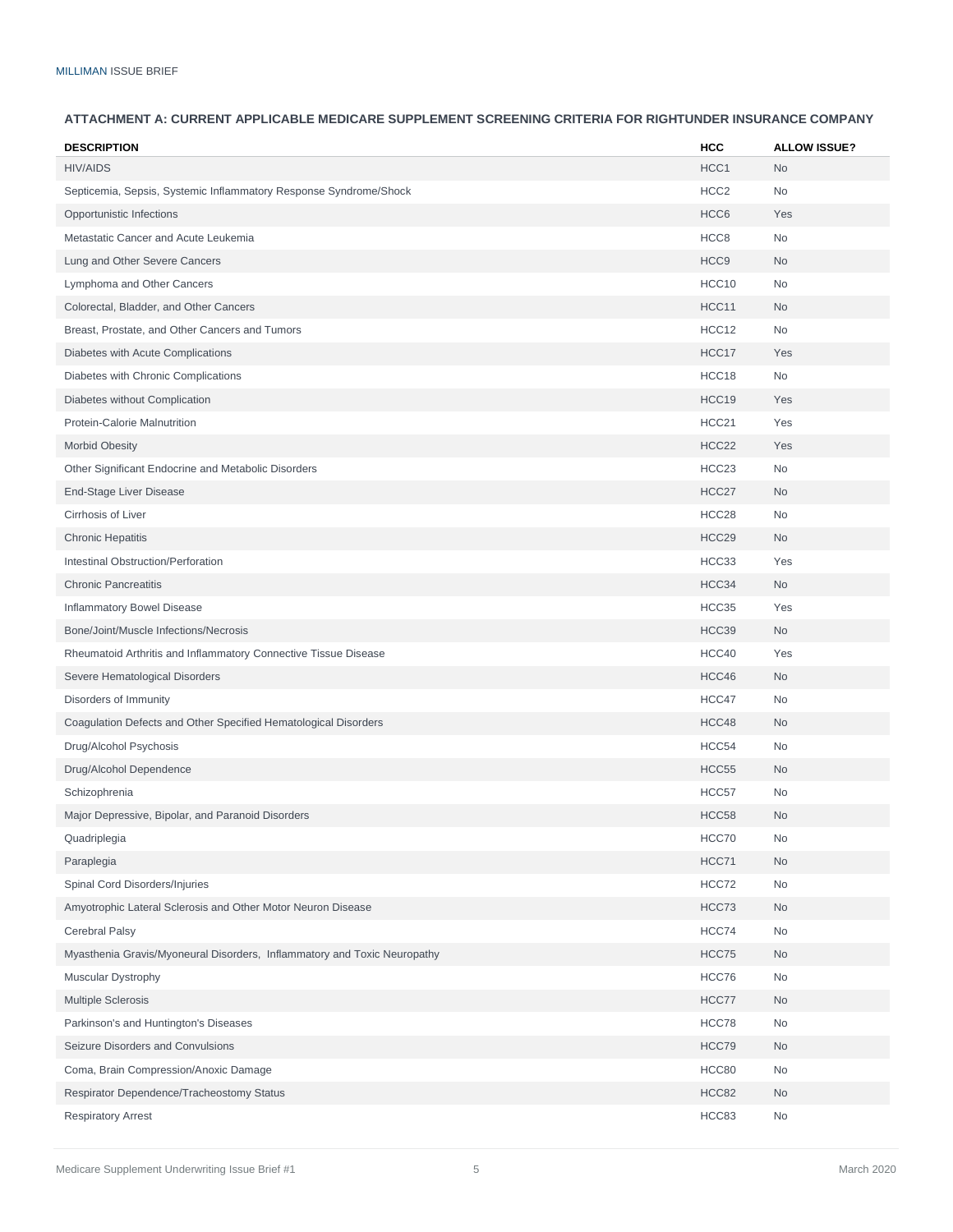### ATTACHMENT A: CURRENT APPLICABLE MEDICARE SUPPLEMENT SCREENING CRITERIA FOR RIGHTUNDER INSURANCE COMPANY

| DESCRIPTION | HCC | ALLOW ISSUE? |
| --- | --- | --- |
| HIV/AIDS | HCC1 | No |
| Septicemia, Sepsis, Systemic Inflammatory Response Syndrome/Shock | HCC2 | No |
| Opportunistic Infections | HCC6 | Yes |
| Metastatic Cancer and Acute Leukemia | HCC8 | No |
| Lung and Other Severe Cancers | HCC9 | No |
| Lymphoma and Other Cancers | HCC10 | No |
| Colorectal, Bladder, and Other Cancers | HCC11 | No |
| Breast, Prostate, and Other Cancers and Tumors | HCC12 | No |
| Diabetes with Acute Complications | HCC17 | Yes |
| Diabetes with Chronic Complications | HCC18 | No |
| Diabetes without Complication | HCC19 | Yes |
| Protein-Calorie Malnutrition | HCC21 | Yes |
| Morbid Obesity | HCC22 | Yes |
| Other Significant Endocrine and Metabolic Disorders | HCC23 | No |
| End-Stage Liver Disease | HCC27 | No |
| Cirrhosis of Liver | HCC28 | No |
| Chronic Hepatitis | HCC29 | No |
| Intestinal Obstruction/Perforation | HCC33 | Yes |
| Chronic Pancreatitis | HCC34 | No |
| Inflammatory Bowel Disease | HCC35 | Yes |
| Bone/Joint/Muscle Infections/Necrosis | HCC39 | No |
| Rheumatoid Arthritis and Inflammatory Connective Tissue Disease | HCC40 | Yes |
| Severe Hematological Disorders | HCC46 | No |
| Disorders of Immunity | HCC47 | No |
| Coagulation Defects and Other Specified Hematological Disorders | HCC48 | No |
| Drug/Alcohol Psychosis | HCC54 | No |
| Drug/Alcohol Dependence | HCC55 | No |
| Schizophrenia | HCC57 | No |
| Major Depressive, Bipolar, and Paranoid Disorders | HCC58 | No |
| Quadriplegia | HCC70 | No |
| Paraplegia | HCC71 | No |
| Spinal Cord Disorders/Injuries | HCC72 | No |
| Amyotrophic Lateral Sclerosis and Other Motor Neuron Disease | HCC73 | No |
| Cerebral Palsy | HCC74 | No |
| Myasthenia Gravis/Myoneural Disorders, Inflammatory and Toxic Neuropathy | HCC75 | No |
| Muscular Dystrophy | HCC76 | No |
| Multiple Sclerosis | HCC77 | No |
| Parkinson's and Huntington's Diseases | HCC78 | No |
| Seizure Disorders and Convulsions | HCC79 | No |
| Coma, Brain Compression/Anoxic Damage | HCC80 | No |
| Respirator Dependence/Tracheostomy Status | HCC82 | No |
| Respiratory Arrest | HCC83 | No |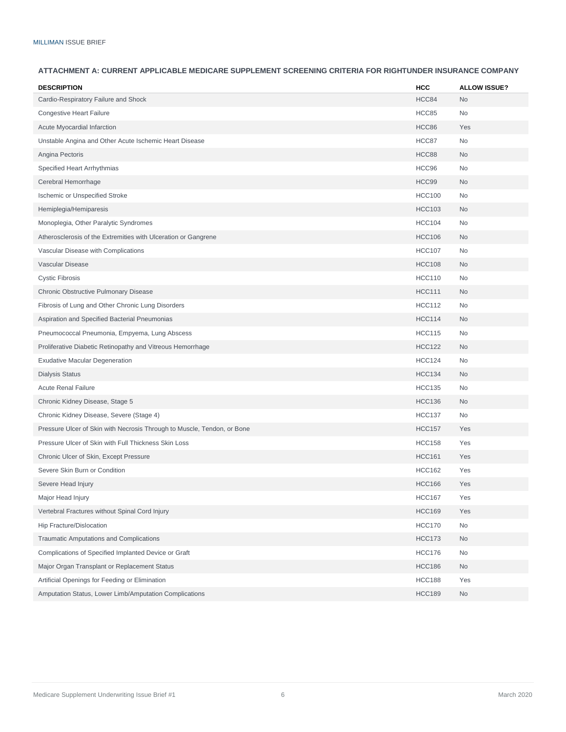### ATTACHMENT A: CURRENT APPLICABLE MEDICARE SUPPLEMENT SCREENING CRITERIA FOR RIGHTUNDER INSURANCE COMPANY

| DESCRIPTION | HCC | ALLOW ISSUE? |
|---|---|---|
| Cardio-Respiratory Failure and Shock | HCC84 | No |
| Congestive Heart Failure | HCC85 | No |
| Acute Myocardial Infarction | HCC86 | Yes |
| Unstable Angina and Other Acute Ischemic Heart Disease | HCC87 | No |
| Angina Pectoris | HCC88 | No |
| Specified Heart Arrhythmias | HCC96 | No |
| Cerebral Hemorrhage | HCC99 | No |
| Ischemic or Unspecified Stroke | HCC100 | No |
| Hemiplegia/Hemiparesis | HCC103 | No |
| Monoplegia, Other Paralytic Syndromes | HCC104 | No |
| Atherosclerosis of the Extremities with Ulceration or Gangrene | HCC106 | No |
| Vascular Disease with Complications | HCC107 | No |
| Vascular Disease | HCC108 | No |
| Cystic Fibrosis | HCC110 | No |
| Chronic Obstructive Pulmonary Disease | HCC111 | No |
| Fibrosis of Lung and Other Chronic Lung Disorders | HCC112 | No |
| Aspiration and Specified Bacterial Pneumonias | HCC114 | No |
| Pneumococcal Pneumonia, Empyema, Lung Abscess | HCC115 | No |
| Proliferative Diabetic Retinopathy and Vitreous Hemorrhage | HCC122 | No |
| Exudative Macular Degeneration | HCC124 | No |
| Dialysis Status | HCC134 | No |
| Acute Renal Failure | HCC135 | No |
| Chronic Kidney Disease, Stage 5 | HCC136 | No |
| Chronic Kidney Disease, Severe (Stage 4) | HCC137 | No |
| Pressure Ulcer of Skin with Necrosis Through to Muscle, Tendon, or Bone | HCC157 | Yes |
| Pressure Ulcer of Skin with Full Thickness Skin Loss | HCC158 | Yes |
| Chronic Ulcer of Skin, Except Pressure | HCC161 | Yes |
| Severe Skin Burn or Condition | HCC162 | Yes |
| Severe Head Injury | HCC166 | Yes |
| Major Head Injury | HCC167 | Yes |
| Vertebral Fractures without Spinal Cord Injury | HCC169 | Yes |
| Hip Fracture/Dislocation | HCC170 | No |
| Traumatic Amputations and Complications | HCC173 | No |
| Complications of Specified Implanted Device or Graft | HCC176 | No |
| Major Organ Transplant or Replacement Status | HCC186 | No |
| Artificial Openings for Feeding or Elimination | HCC188 | Yes |
| Amputation Status, Lower Limb/Amputation Complications | HCC189 | No |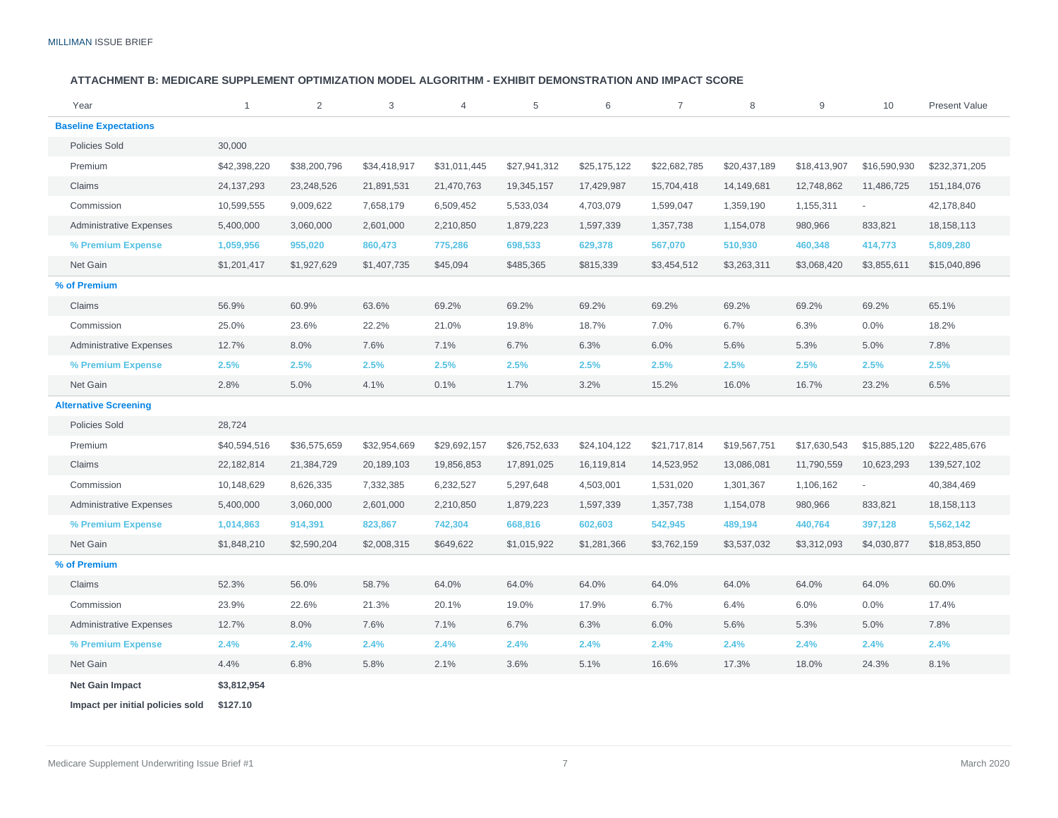### ATTACHMENT B: MEDICARE SUPPLEMENT OPTIMIZATION MODEL ALGORITHM - EXHIBIT DEMONSTRATION AND IMPACT SCORE

| Year | 1 | 2 | 3 | 4 | 5 | 6 | 7 | 8 | 9 | 10 | Present Value |
|---|---|---|---|---|---|---|---|---|---|---|---|
| **Baseline Expectations** | | | | | | | | | | | |
| Policies Sold | 30,000 | | | | | | | | | | |
| Premium | $42,398,220 | $38,200,796 | $34,418,917 | $31,011,445 | $27,941,312 | $25,175,122 | $22,682,785 | $20,437,189 | $18,413,907 | $16,590,930 | $232,371,205 |
| Claims | 24,137,293 | 23,248,526 | 21,891,531 | 21,470,763 | 19,345,157 | 17,429,987 | 15,704,418 | 14,149,681 | 12,748,862 | 11,486,725 | 151,184,076 |
| Commission | 10,599,555 | 9,009,622 | 7,658,179 | 6,509,452 | 5,533,034 | 4,703,079 | 1,599,047 | 1,359,190 | 1,155,311 | - | 42,178,840 |
| Administrative Expenses | 5,400,000 | 3,060,000 | 2,601,000 | 2,210,850 | 1,879,223 | 1,597,339 | 1,357,738 | 1,154,078 | 980,966 | 833,821 | 18,158,113 |
| **% Premium Expense** | **1,059,956** | **955,020** | **860,473** | **775,286** | **698,533** | **629,378** | **567,070** | **510,930** | **460,348** | **414,773** | **5,809,280** |
| Net Gain | $1,201,417 | $1,927,629 | $1,407,735 | $45,094 | $485,365 | $815,339 | $3,454,512 | $3,263,311 | $3,068,420 | $3,855,611 | $15,040,896 |
| **% of Premium** | | | | | | | | | | | |
| Claims | 56.9% | 60.9% | 63.6% | 69.2% | 69.2% | 69.2% | 69.2% | 69.2% | 69.2% | 69.2% | 65.1% |
| Commission | 25.0% | 23.6% | 22.2% | 21.0% | 19.8% | 18.7% | 7.0% | 6.7% | 6.3% | 0.0% | 18.2% |
| Administrative Expenses | 12.7% | 8.0% | 7.6% | 7.1% | 6.7% | 6.3% | 6.0% | 5.6% | 5.3% | 5.0% | 7.8% |
| **% Premium Expense** | **2.5%** | **2.5%** | **2.5%** | **2.5%** | **2.5%** | **2.5%** | **2.5%** | **2.5%** | **2.5%** | **2.5%** | **2.5%** |
| Net Gain | 2.8% | 5.0% | 4.1% | 0.1% | 1.7% | 3.2% | 15.2% | 16.0% | 16.7% | 23.2% | 6.5% |
| **Alternative Screening** | | | | | | | | | | | |
| Policies Sold | 28,724 | | | | | | | | | | |
| Premium | $40,594,516 | $36,575,659 | $32,954,669 | $29,692,157 | $26,752,633 | $24,104,122 | $21,717,814 | $19,567,751 | $17,630,543 | $15,885,120 | $222,485,676 |
| Claims | 22,182,814 | 21,384,729 | 20,189,103 | 19,856,853 | 17,891,025 | 16,119,814 | 14,523,952 | 13,086,081 | 11,790,559 | 10,623,293 | 139,527,102 |
| Commission | 10,148,629 | 8,626,335 | 7,332,385 | 6,232,527 | 5,297,648 | 4,503,001 | 1,531,020 | 1,301,367 | 1,106,162 | - | 40,384,469 |
| Administrative Expenses | 5,400,000 | 3,060,000 | 2,601,000 | 2,210,850 | 1,879,223 | 1,597,339 | 1,357,738 | 1,154,078 | 980,966 | 833,821 | 18,158,113 |
| **% Premium Expense** | **1,014,863** | **914,391** | **823,867** | **742,304** | **668,816** | **602,603** | **542,945** | **489,194** | **440,764** | **397,128** | **5,562,142** |
| Net Gain | $1,848,210 | $2,590,204 | $2,008,315 | $649,622 | $1,015,922 | $1,281,366 | $3,762,159 | $3,537,032 | $3,312,093 | $4,030,877 | $18,853,850 |
| **% of Premium** | | | | | | | | | | | |
| Claims | 52.3% | 56.0% | 58.7% | 64.0% | 64.0% | 64.0% | 64.0% | 64.0% | 64.0% | 64.0% | 60.0% |
| Commission | 23.9% | 22.6% | 21.3% | 20.1% | 19.0% | 17.9% | 6.7% | 6.4% | 6.0% | 0.0% | 17.4% |
| Administrative Expenses | 12.7% | 8.0% | 7.6% | 7.1% | 6.7% | 6.3% | 6.0% | 5.6% | 5.3% | 5.0% | 7.8% |
| **% Premium Expense** | **2.4%** | **2.4%** | **2.4%** | **2.4%** | **2.4%** | **2.4%** | **2.4%** | **2.4%** | **2.4%** | **2.4%** | **2.4%** |
| Net Gain | 4.4% | 6.8% | 5.8% | 2.1% | 3.6% | 5.1% | 16.6% | 17.3% | 18.0% | 24.3% | 8.1% |
| **Net Gain Impact** | **$3,812,954** | | | | | | | | | | |
| **Impact per initial policies sold** | **$127.10** | | | | | | | | | | |